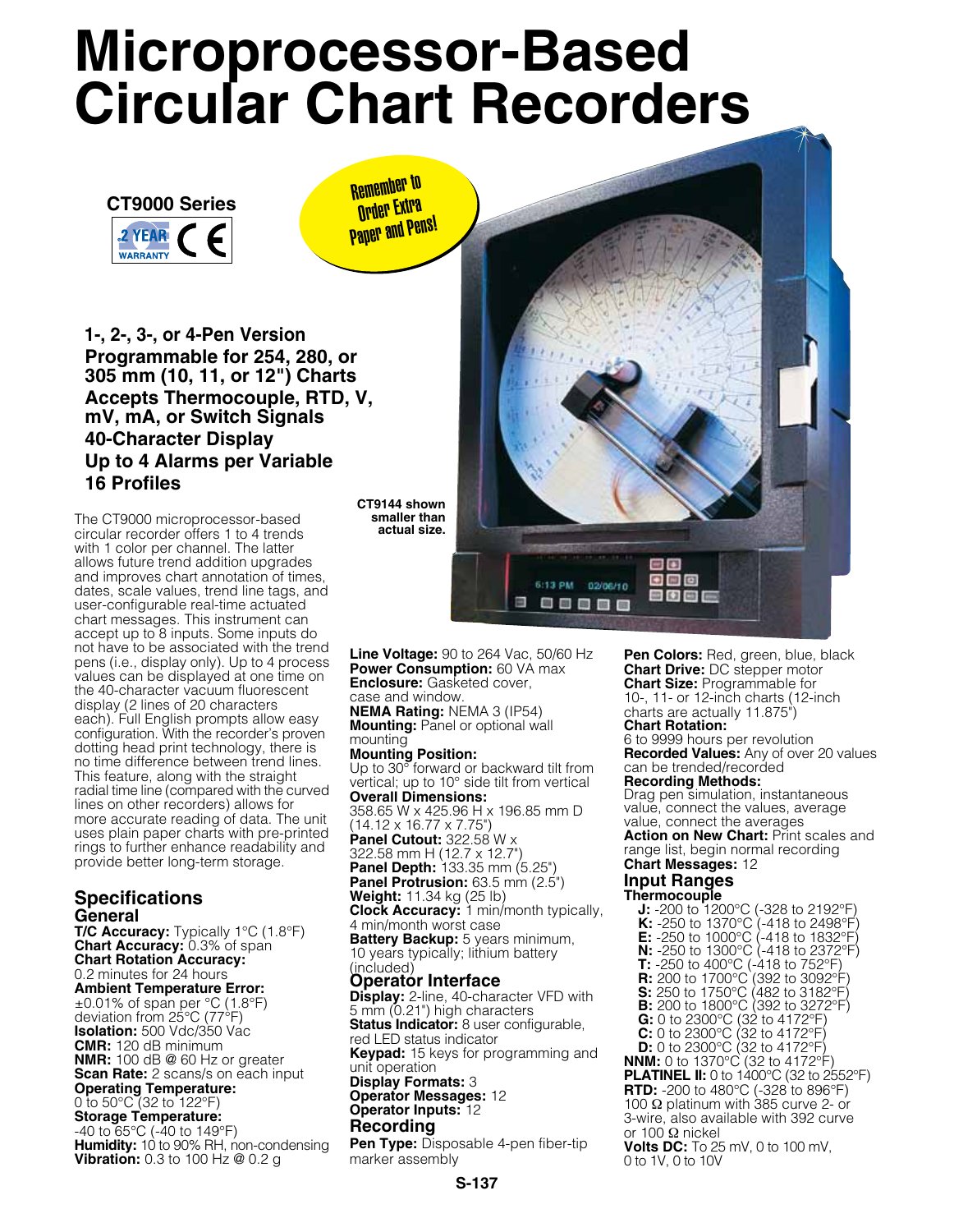# Microprocessor-Based Circular Chart Recorders

**CT9000 Series**

2 YEAR WARRANTY CE

Remember to Order Extra Paper and Pens!

**1-, 2-, 3-, or 4-Pen Version**
**Programmable for 254, 280, or 305 mm (10, 11, or 12") Charts**
**Accepts Thermocouple, RTD, V, mV, mA, or Switch Signals**
**40-Character Display**
**Up to 4 Alarms per Variable**
**16 Profiles**

**CT9144 shown smaller than actual size.**

The CT9000 microprocessor-based circular recorder offers 1 to 4 trends with 1 color per channel. The latter allows future trend addition upgrades and improves chart annotation of times, dates, scale values, trend line tags, and user-configurable real-time actuated chart messages. This instrument can accept up to 8 inputs. Some inputs do not have to be associated with the trend pens (i.e., display only). Up to 4 process values can be displayed at one time on the 40-character vacuum fluorescent display (2 lines of 20 characters each). Full English prompts allow easy configuration. With the recorder's proven dotting head print technology, there is no time difference between trend lines. This feature, along with the straight radial time line (compared with the curved lines on other recorders) allows for more accurate reading of data. The unit uses plain paper charts with pre-printed rings to further enhance readability and provide better long-term storage.

## Specifications

### General

**T/C Accuracy:** Typically 1°C (1.8°F)
**Chart Accuracy:** 0.3% of span
**Chart Rotation Accuracy:** 0.2 minutes for 24 hours
**Ambient Temperature Error:** ±0.01% of span per °C (1.8°F) deviation from 25°C (77°F)
**Isolation:** 500 Vdc/350 Vac
**CMR:** 120 dB minimum
**NMR:** 100 dB @ 60 Hz or greater
**Scan Rate:** 2 scans/s on each input
**Operating Temperature:** 0 to 50°C (32 to 122°F)
**Storage Temperature:** -40 to 65°C (-40 to 149°F)
**Humidity:** 10 to 90% RH, non-condensing
**Vibration:** 0.3 to 100 Hz @ 0.2 g
**Line Voltage:** 90 to 264 Vac, 50/60 Hz
**Power Consumption:** 60 VA max
**Enclosure:** Gasketed cover, case and window.
**NEMA Rating:** NEMA 3 (IP54)
**Mounting:** Panel or optional wall mounting
**Mounting Position:** Up to 30° forward or backward tilt from vertical; up to 10° side tilt from vertical
**Overall Dimensions:** 358.65 W x 425.96 H x 196.85 mm D (14.12 x 16.77 x 7.75")
**Panel Cutout:** 322.58 W x 322.58 mm H (12.7 x 12.7")
**Panel Depth:** 133.35 mm (5.25")
**Panel Protrusion:** 63.5 mm (2.5")
**Weight:** 11.34 kg (25 lb)
**Clock Accuracy:** 1 min/month typically, 4 min/month worst case
**Battery Backup:** 5 years minimum, 10 years typically; lithium battery (included)

### Operator Interface

**Display:** 2-line, 40-character VFD with 5 mm (0.21") high characters
**Status Indicator:** 8 user configurable, red LED status indicator
**Keypad:** 15 keys for programming and unit operation
**Display Formats:** 3
**Operator Messages:** 12
**Operator Inputs:** 12

### Recording

**Pen Type:** Disposable 4-pen fiber-tip marker assembly
**Pen Colors:** Red, green, blue, black
**Chart Drive:** DC stepper motor
**Chart Size:** Programmable for 10-, 11- or 12-inch charts (12-inch charts are actually 11.875")
**Chart Rotation:** 6 to 9999 hours per revolution
**Recorded Values:** Any of over 20 values can be trended/recorded
**Recording Methods:** Drag pen simulation, instantaneous value, connect the values, average value, connect the averages
**Action on New Chart:** Print scales and range list, begin normal recording
**Chart Messages:** 12

### Input Ranges

**Thermocouple**
- **J:** -200 to 1200°C (-328 to 2192°F)
- **K:** -250 to 1370°C (-418 to 2498°F)
- **E:** -250 to 1000°C (-418 to 1832°F)
- **N:** -250 to 1300°C (-418 to 2372°F)
- **T:** -250 to 400°C (-418 to 752°F)
- **R:** 200 to 1700°C (392 to 3092°F)
- **S:** 250 to 1750°C (482 to 3182°F)
- **B:** 200 to 1800°C (392 to 3272°F)
- **G:** 0 to 2300°C (32 to 4172°F)
- **C:** 0 to 2300°C (32 to 4172°F)
- **D:** 0 to 2300°C (32 to 4172°F)

**NNM:** 0 to 1370°C (32 to 4172°F)
**PLATINEL II:** 0 to 1400°C (32 to 2552°F)
**RTD:** -200 to 480°C (-328 to 896°F) 100 Ω platinum with 385 curve 2- or 3-wire, also available with 392 curve or 100 Ω nickel
**Volts DC:** To 25 mV, 0 to 100 mV, 0 to 1V, 0 to 10V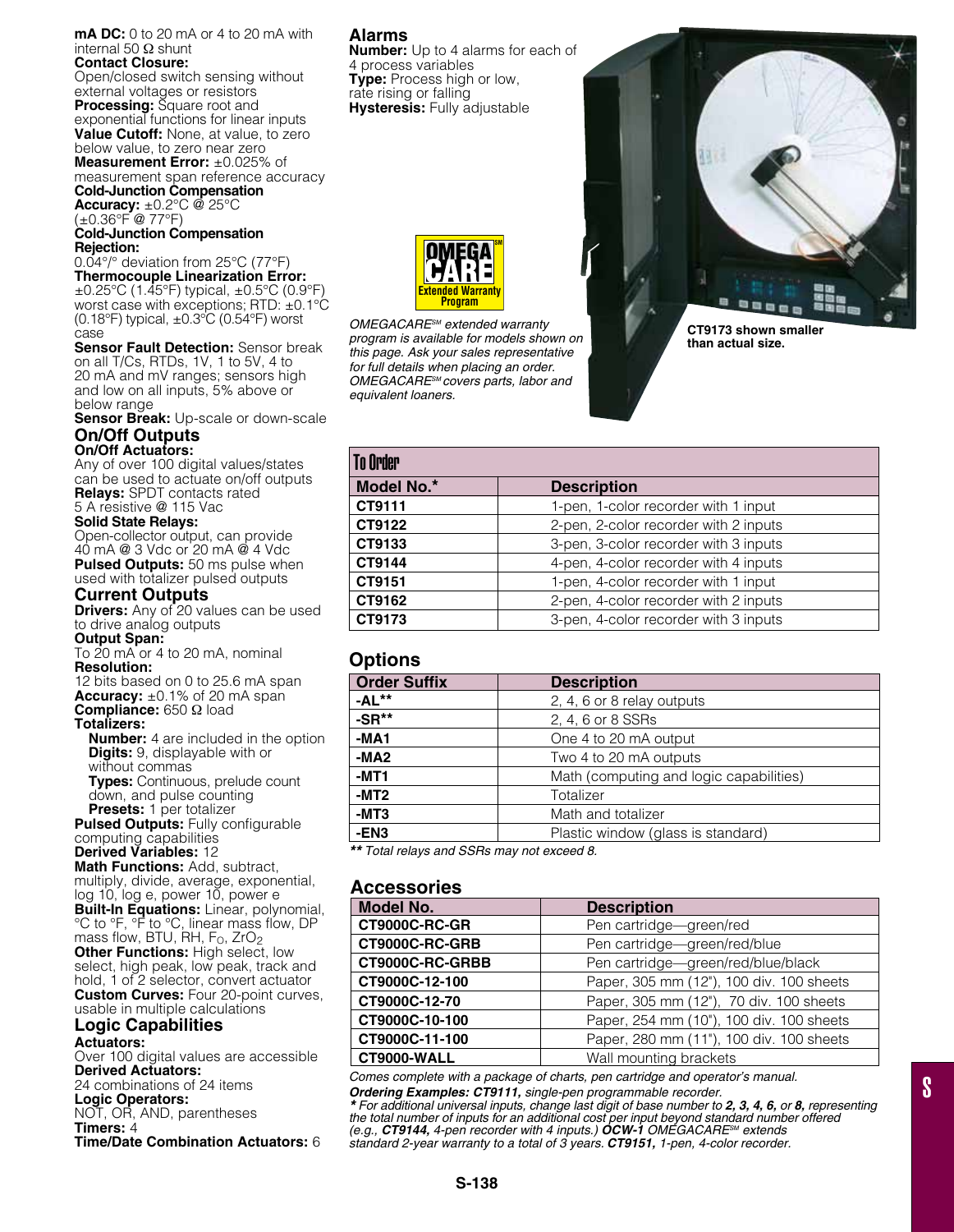**mA DC:** 0 to 20 mA or 4 to 20 mA with internal 50 Ω shunt
**Contact Closure:** Open/closed switch sensing without external voltages or resistors
**Processing:** Square root and exponential functions for linear inputs
**Value Cutoff:** None, at value, to zero below value, to zero near zero
**Measurement Error:** ±0.025% of measurement span reference accuracy
**Cold-Junction Compensation Accuracy:** ±0.2°C @ 25°C (±0.36°F @ 77°F)
**Cold-Junction Compensation Rejection:** 0.04°/° deviation from 25°C (77°F)
**Thermocouple Linearization Error:** ±0.25°C (1.45°F) typical, ±0.5°C (0.9°F) worst case with exceptions; RTD: ±0.1°C (0.18°F) typical, ±0.3°C (0.54°F) worst case
**Sensor Fault Detection:** Sensor break on all T/Cs, RTDs, 1V, 1 to 5V, 4 to 20 mA and mV ranges; sensors high and low on all inputs, 5% above or below range
**Sensor Break:** Up-scale or down-scale

## On/Off Outputs

**On/Off Actuators:** Any of over 100 digital values/states can be used to actuate on/off outputs
**Relays:** SPDT contacts rated 5 A resistive @ 115 Vac
**Solid State Relays:** Open-collector output, can provide 40 mA @ 3 Vdc or 20 mA @ 4 Vdc
**Pulsed Outputs:** 50 ms pulse when used with totalizer pulsed outputs

## Current Outputs

**Drivers:** Any of 20 values can be used to drive analog outputs
**Output Span:** To 20 mA or 4 to 20 mA, nominal
**Resolution:** 12 bits based on 0 to 25.6 mA span
**Accuracy:** ±0.1% of 20 mA span
**Compliance:** 650 Ω load
**Totalizers:**
- **Number:** 4 are included in the option
- **Digits:** 9, displayable with or without commas
- **Types:** Continuous, prelude count down, and pulse counting
- **Presets:** 1 per totalizer

**Pulsed Outputs:** Fully configurable computing capabilities
**Derived Variables:** 12
**Math Functions:** Add, subtract, multiply, divide, average, exponential, log 10, log e, power 10, power e
**Built-In Equations:** Linear, polynomial, °C to °F, °F to °C, linear mass flow, DP mass flow, BTU, RH, $F_O$, $ZrO_2$
**Other Functions:** High select, low select, high peak, low peak, track and hold, 1 of 2 selector, convert actuator
**Custom Curves:** Four 20-point curves, usable in multiple calculations

## Logic Capabilities

**Actuators:** Over 100 digital values are accessible
**Derived Actuators:** 24 combinations of 24 items
**Logic Operators:** NOT, OR, AND, parentheses
**Timers:** 4
**Time/Date Combination Actuators:** 6

## Alarms

**Number:** Up to 4 alarms for each of 4 process variables
**Type:** Process high or low, rate rising or falling
**Hysteresis:** Fully adjustable

OMEGA CARE[SM] Extended Warranty Program

*OMEGACARE[SM] extended warranty program is available for models shown on this page. Ask your sales representative for full details when placing an order. OMEGACARE[SM] covers parts, labor and equivalent loaners.*

**CT9173 shown smaller than actual size.**

## To Order

| Model No.* | Description |
|---|---|
| **CT9111** | 1-pen, 1-color recorder with 1 input |
| **CT9122** | 2-pen, 2-color recorder with 2 inputs |
| **CT9133** | 3-pen, 3-color recorder with 3 inputs |
| **CT9144** | 4-pen, 4-color recorder with 4 inputs |
| **CT9151** | 1-pen, 4-color recorder with 1 input |
| **CT9162** | 2-pen, 4-color recorder with 2 inputs |
| **CT9173** | 3-pen, 4-color recorder with 3 inputs |

## Options

| Order Suffix | Description |
|---|---|
| **-AL**** | 2, 4, 6 or 8 relay outputs |
| **-SR**** | 2, 4, 6 or 8 SSRs |
| **-MA1** | One 4 to 20 mA output |
| **-MA2** | Two 4 to 20 mA outputs |
| **-MT1** | Math (computing and logic capabilities) |
| **-MT2** | Totalizer |
| **-MT3** | Math and totalizer |
| **-EN3** | Plastic window (glass is standard) |

*** Total relays and SSRs may not exceed 8.*

## Accessories

| Model No. | Description |
|---|---|
| **CT9000C-RC-GR** | Pen cartridge—green/red |
| **CT9000C-RC-GRB** | Pen cartridge—green/red/blue |
| **CT9000C-RC-GRBB** | Pen cartridge—green/red/blue/black |
| **CT9000C-12-100** | Paper, 305 mm (12"), 100 div. 100 sheets |
| **CT9000C-12-70** | Paper, 305 mm (12"), 70 div. 100 sheets |
| **CT9000C-10-100** | Paper, 254 mm (10"), 100 div. 100 sheets |
| **CT9000C-11-100** | Paper, 280 mm (11"), 100 div. 100 sheets |
| **CT9000-WALL** | Wall mounting brackets |

*Comes complete with a package of charts, pen cartridge and operator's manual.*
***Ordering Examples: CT9111,** single-pen programmable recorder.*
*** For additional universal inputs, change last digit of base number to **2, 3, 4, 6,** or **8,** representing the total number of inputs for an additional cost per input beyond standard number offered (e.g., **CT9144,** 4-pen recorder with 4 inputs.) **OCW-1** OMEGACARE[SM] extends standard 2-year warranty to a total of 3 years. **CT9151,** 1-pen, 4-color recorder.*